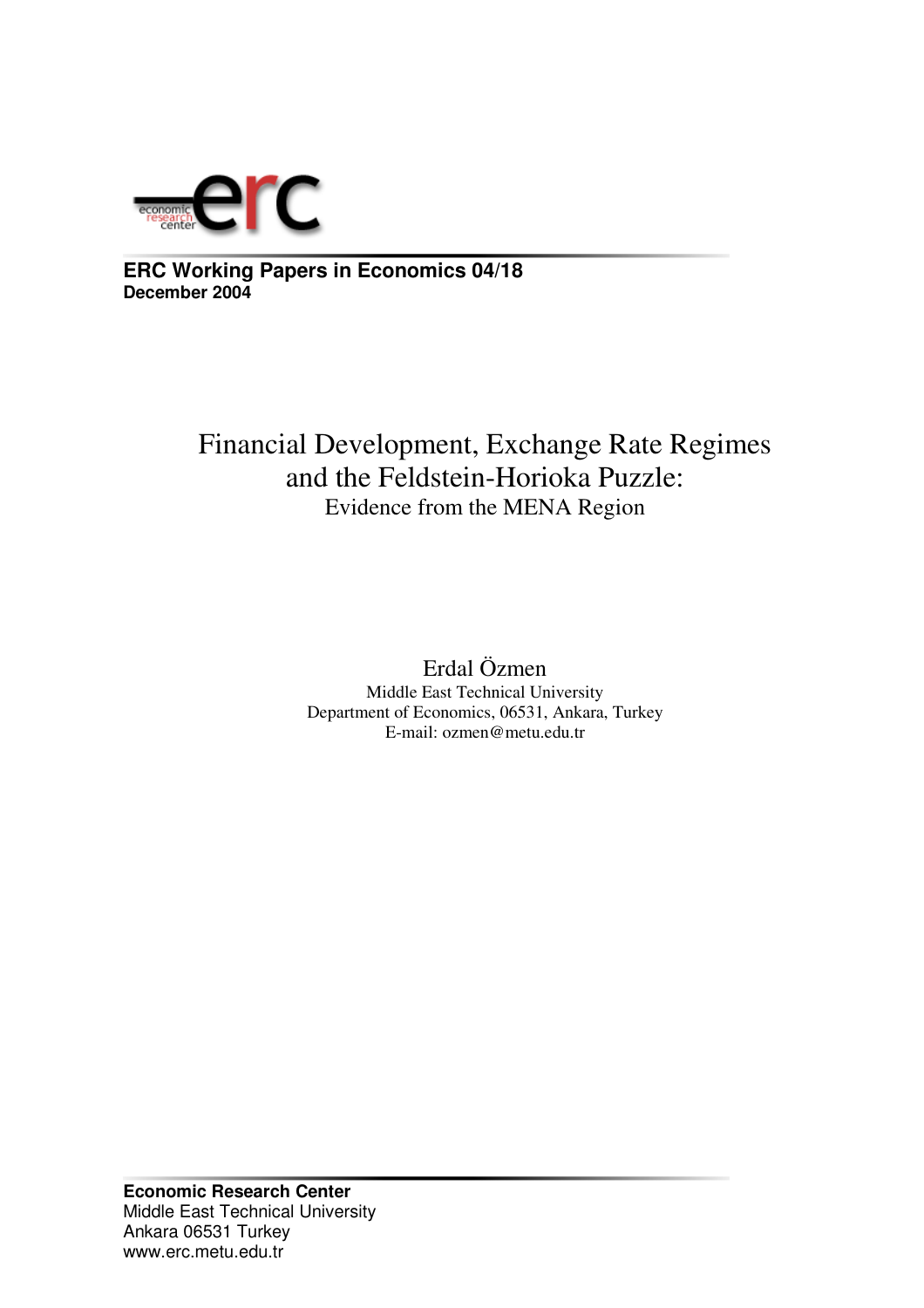**ERC Working Papers in Economics 04/18**
**December 2004**

# Financial Development, Exchange Rate Regimes and the Feldstein-Horioka Puzzle:

## Evidence from the MENA Region

Erdal Özmen
Middle East Technical University
Department of Economics, 06531, Ankara, Turkey
E-mail: ozmen@metu.edu.tr

**Economic Research Center**
Middle East Technical University
Ankara 06531 Turkey
www.erc.metu.edu.tr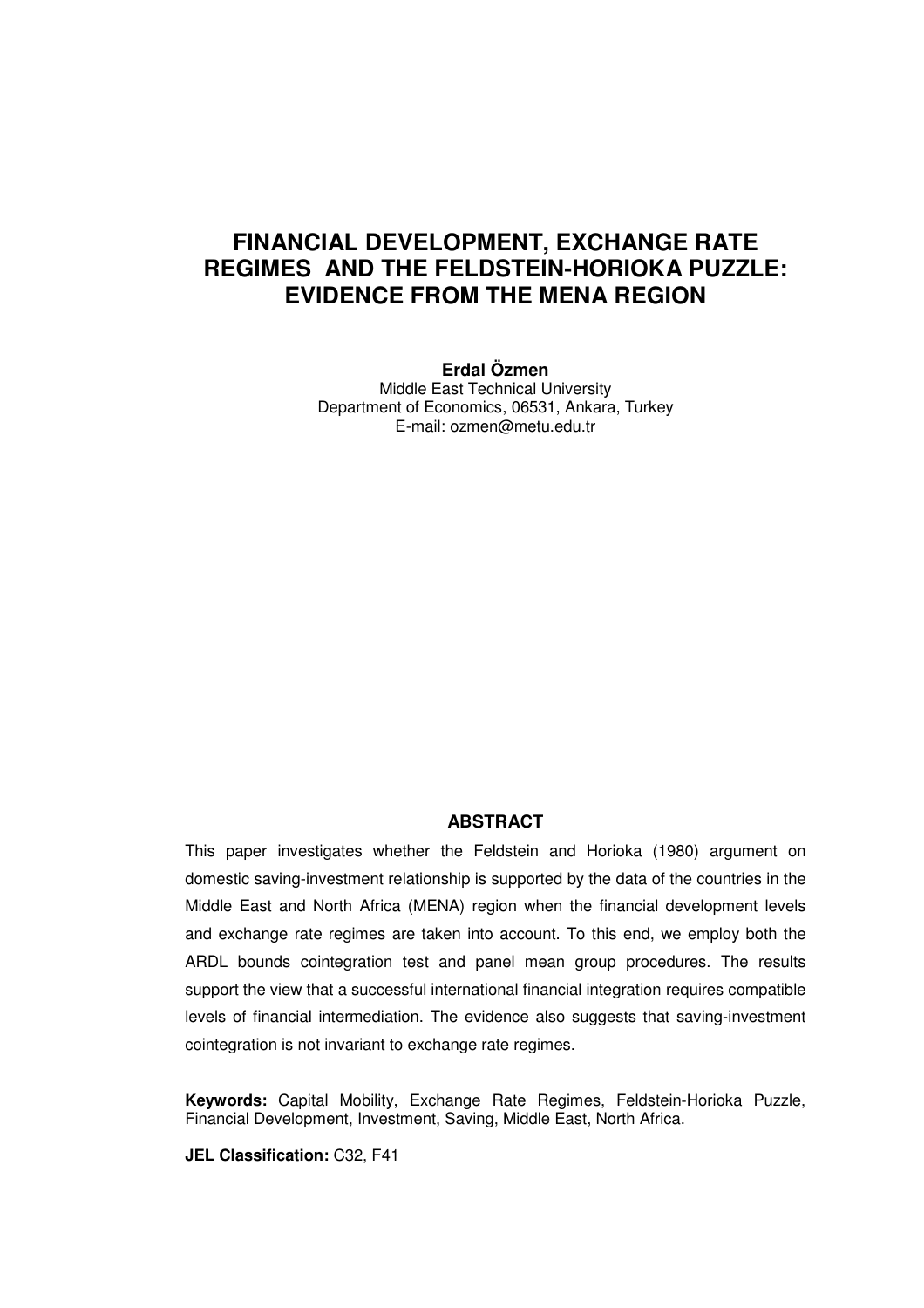# FINANCIAL DEVELOPMENT, EXCHANGE RATE REGIMES AND THE FELDSTEIN-HORIOKA PUZZLE: EVIDENCE FROM THE MENA REGION

**Erdal Özmen**
Middle East Technical University
Department of Economics, 06531, Ankara, Turkey
E-mail: ozmen@metu.edu.tr

## ABSTRACT

This paper investigates whether the Feldstein and Horioka (1980) argument on domestic saving-investment relationship is supported by the data of the countries in the Middle East and North Africa (MENA) region when the financial development levels and exchange rate regimes are taken into account. To this end, we employ both the ARDL bounds cointegration test and panel mean group procedures. The results support the view that a successful international financial integration requires compatible levels of financial intermediation. The evidence also suggests that saving-investment cointegration is not invariant to exchange rate regimes.

**Keywords:** Capital Mobility, Exchange Rate Regimes, Feldstein-Horioka Puzzle, Financial Development, Investment, Saving, Middle East, North Africa.

**JEL Classification:** C32, F41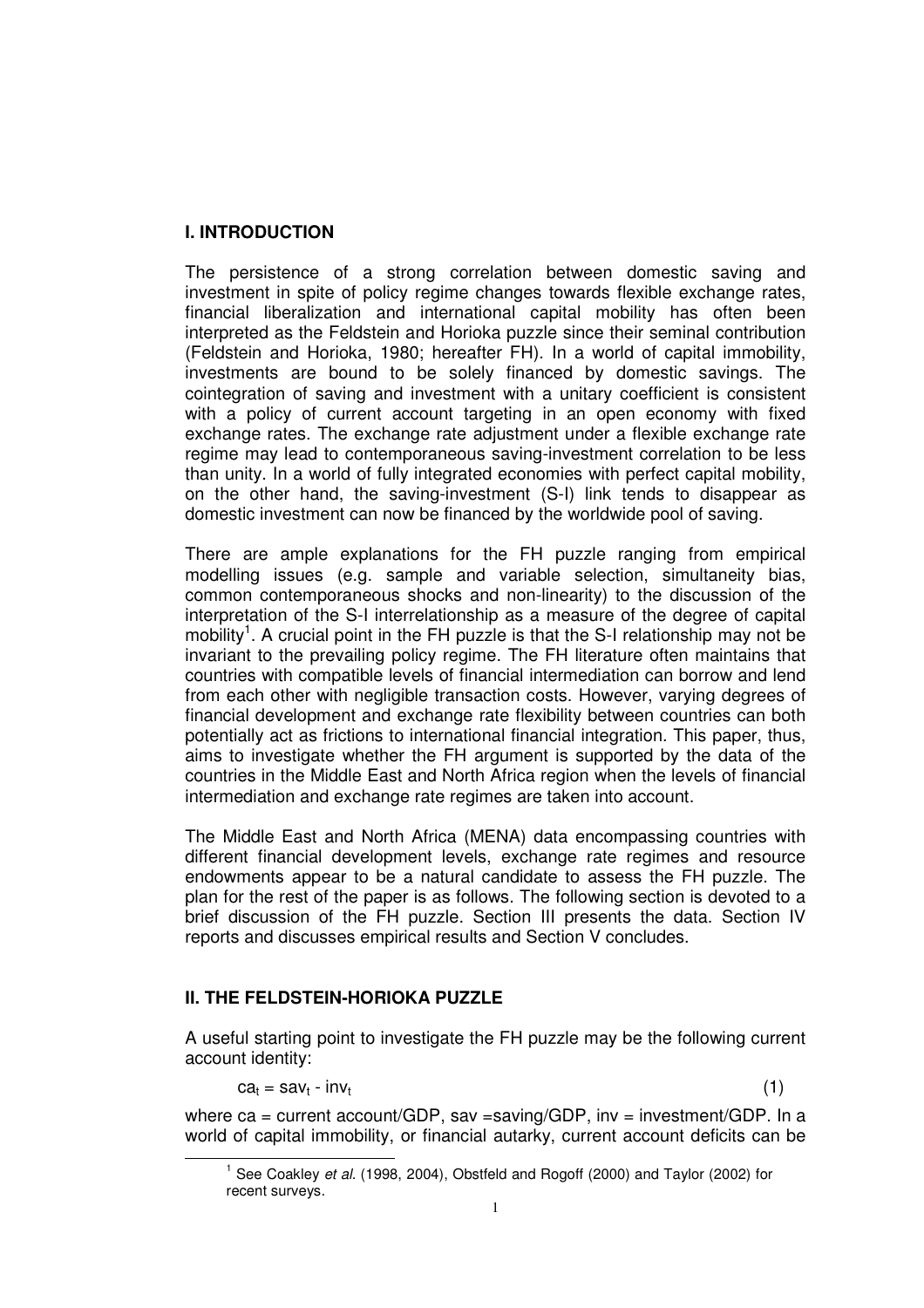## I. INTRODUCTION

The persistence of a strong correlation between domestic saving and investment in spite of policy regime changes towards flexible exchange rates, financial liberalization and international capital mobility has often been interpreted as the Feldstein and Horioka puzzle since their seminal contribution (Feldstein and Horioka, 1980; hereafter FH). In a world of capital immobility, investments are bound to be solely financed by domestic savings. The cointegration of saving and investment with a unitary coefficient is consistent with a policy of current account targeting in an open economy with fixed exchange rates. The exchange rate adjustment under a flexible exchange rate regime may lead to contemporaneous saving-investment correlation to be less than unity. In a world of fully integrated economies with perfect capital mobility, on the other hand, the saving-investment (S-I) link tends to disappear as domestic investment can now be financed by the worldwide pool of saving.

There are ample explanations for the FH puzzle ranging from empirical modelling issues (e.g. sample and variable selection, simultaneity bias, common contemporaneous shocks and non-linearity) to the discussion of the interpretation of the S-I interrelationship as a measure of the degree of capital mobility[1]. A crucial point in the FH puzzle is that the S-I relationship may not be invariant to the prevailing policy regime. The FH literature often maintains that countries with compatible levels of financial intermediation can borrow and lend from each other with negligible transaction costs. However, varying degrees of financial development and exchange rate flexibility between countries can both potentially act as frictions to international financial integration. This paper, thus, aims to investigate whether the FH argument is supported by the data of the countries in the Middle East and North Africa region when the levels of financial intermediation and exchange rate regimes are taken into account.

The Middle East and North Africa (MENA) data encompassing countries with different financial development levels, exchange rate regimes and resource endowments appear to be a natural candidate to assess the FH puzzle. The plan for the rest of the paper is as follows. The following section is devoted to a brief discussion of the FH puzzle. Section III presents the data. Section IV reports and discusses empirical results and Section V concludes.

## II. THE FELDSTEIN-HORIOKA PUZZLE

A useful starting point to investigate the FH puzzle may be the following current account identity:

$$ca_t = sav_t - inv_t \qquad (1)$$

where ca = current account/GDP, sav =saving/GDP, inv = investment/GDP. In a world of capital immobility, or financial autarky, current account deficits can be

[1] See Coakley *et al.* (1998, 2004), Obstfeld and Rogoff (2000) and Taylor (2002) for recent surveys.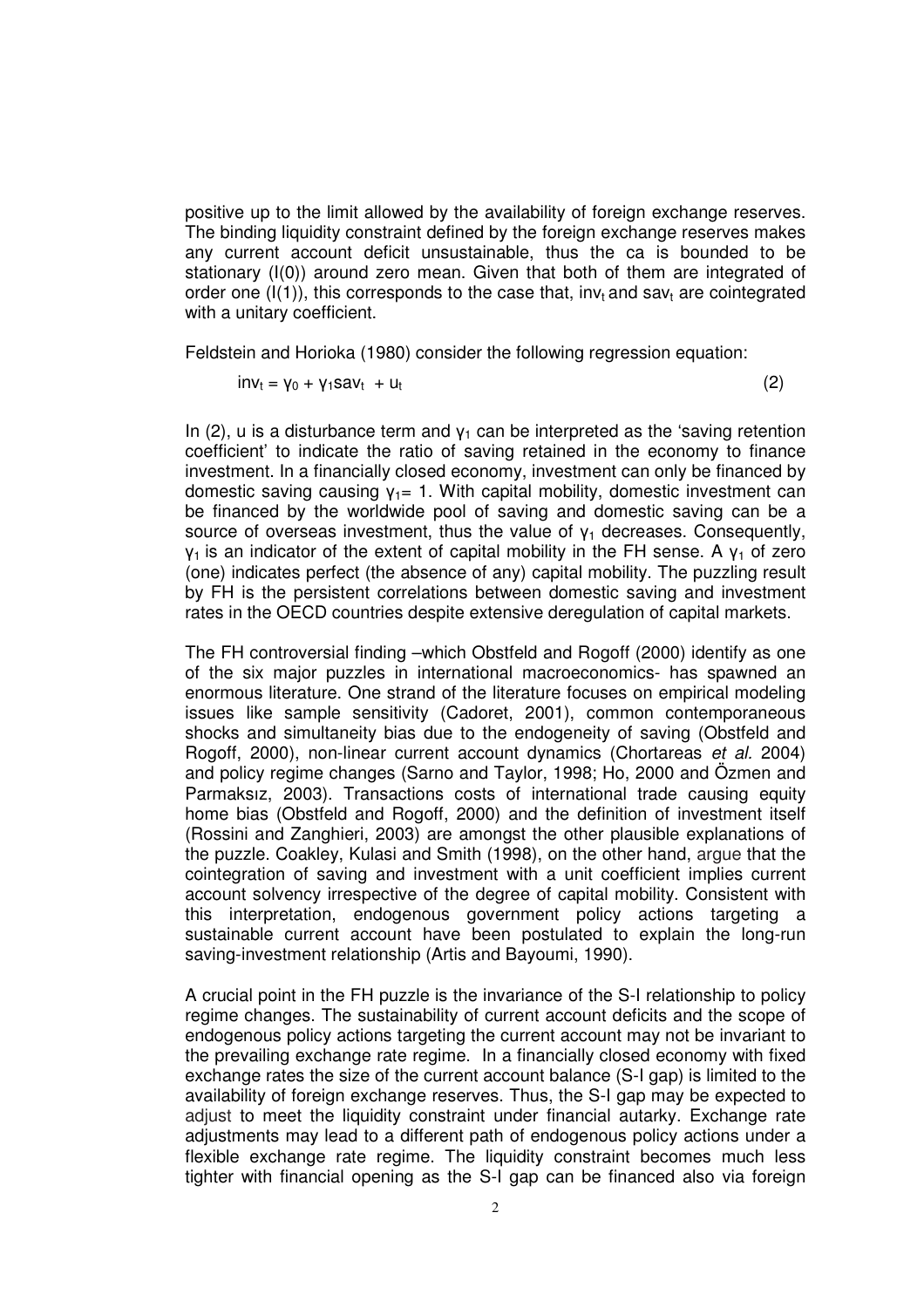positive up to the limit allowed by the availability of foreign exchange reserves. The binding liquidity constraint defined by the foreign exchange reserves makes any current account deficit unsustainable, thus the ca is bounded to be stationary (I(0)) around zero mean. Given that both of them are integrated of order one (I(1)), this corresponds to the case that, $inv_t$ and $sav_t$ are cointegrated with a unitary coefficient.

Feldstein and Horioka (1980) consider the following regression equation:

$$inv_t = \gamma_0 + \gamma_1 sav_t + u_t \qquad (2)$$

In (2), u is a disturbance term and $\gamma_1$ can be interpreted as the 'saving retention coefficient' to indicate the ratio of saving retained in the economy to finance investment. In a financially closed economy, investment can only be financed by domestic saving causing $\gamma_1 = 1$. With capital mobility, domestic investment can be financed by the worldwide pool of saving and domestic saving can be a source of overseas investment, thus the value of $\gamma_1$ decreases. Consequently, $\gamma_1$ is an indicator of the extent of capital mobility in the FH sense. A $\gamma_1$ of zero (one) indicates perfect (the absence of any) capital mobility. The puzzling result by FH is the persistent correlations between domestic saving and investment rates in the OECD countries despite extensive deregulation of capital markets.

The FH controversial finding –which Obstfeld and Rogoff (2000) identify as one of the six major puzzles in international macroeconomics- has spawned an enormous literature. One strand of the literature focuses on empirical modeling issues like sample sensitivity (Cadoret, 2001), common contemporaneous shocks and simultaneity bias due to the endogeneity of saving (Obstfeld and Rogoff, 2000), non-linear current account dynamics (Chortareas *et al.* 2004) and policy regime changes (Sarno and Taylor, 1998; Ho, 2000 and Özmen and Parmaksız, 2003). Transactions costs of international trade causing equity home bias (Obstfeld and Rogoff, 2000) and the definition of investment itself (Rossini and Zanghieri, 2003) are amongst the other plausible explanations of the puzzle. Coakley, Kulasi and Smith (1998), on the other hand, argue that the cointegration of saving and investment with a unit coefficient implies current account solvency irrespective of the degree of capital mobility. Consistent with this interpretation, endogenous government policy actions targeting a sustainable current account have been postulated to explain the long-run saving-investment relationship (Artis and Bayoumi, 1990).

A crucial point in the FH puzzle is the invariance of the S-I relationship to policy regime changes. The sustainability of current account deficits and the scope of endogenous policy actions targeting the current account may not be invariant to the prevailing exchange rate regime. In a financially closed economy with fixed exchange rates the size of the current account balance (S-I gap) is limited to the availability of foreign exchange reserves. Thus, the S-I gap may be expected to adjust to meet the liquidity constraint under financial autarky. Exchange rate adjustments may lead to a different path of endogenous policy actions under a flexible exchange rate regime. The liquidity constraint becomes much less tighter with financial opening as the S-I gap can be financed also via foreign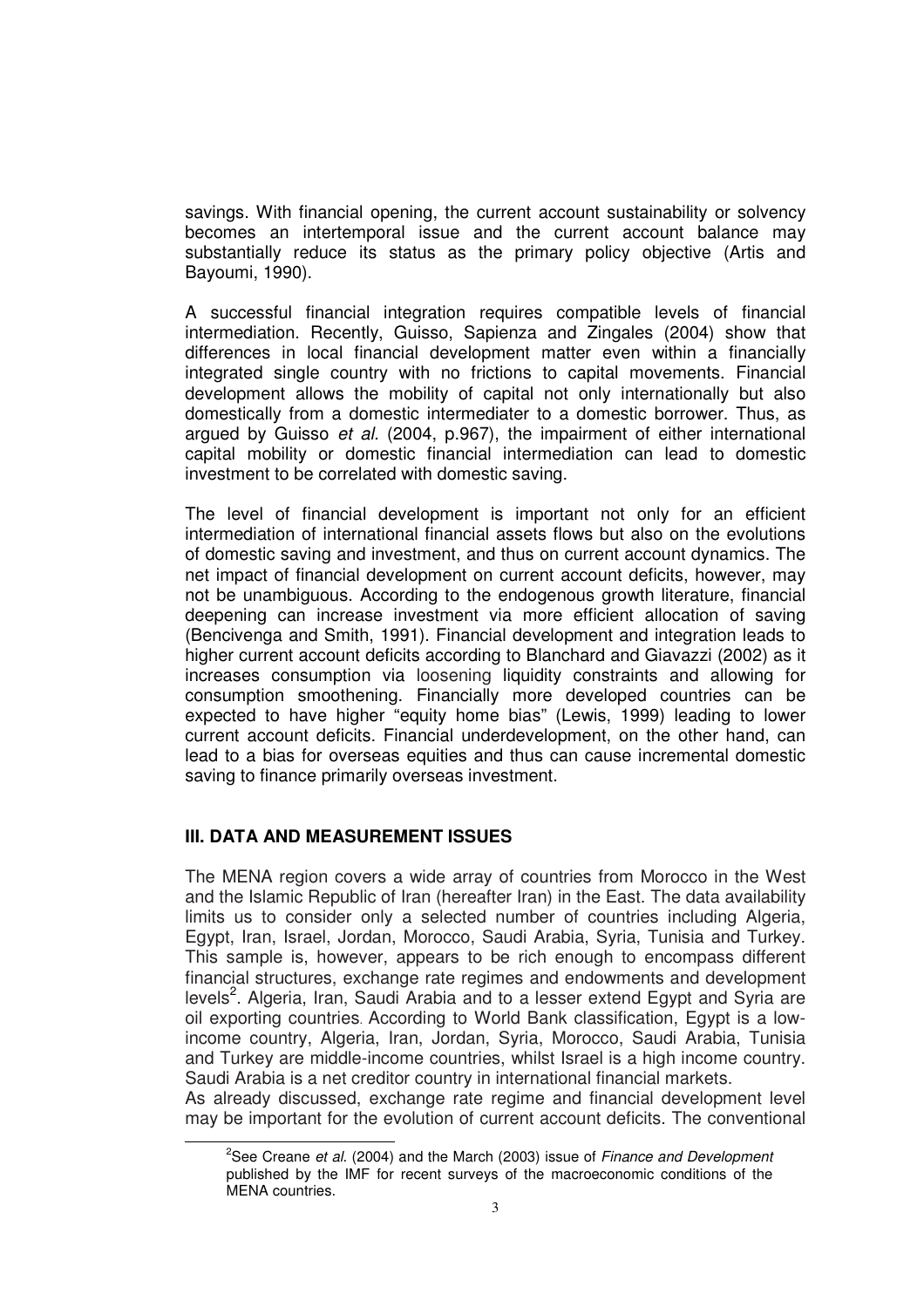savings. With financial opening, the current account sustainability or solvency becomes an intertemporal issue and the current account balance may substantially reduce its status as the primary policy objective (Artis and Bayoumi, 1990).

A successful financial integration requires compatible levels of financial intermediation. Recently, Guisso, Sapienza and Zingales (2004) show that differences in local financial development matter even within a financially integrated single country with no frictions to capital movements. Financial development allows the mobility of capital not only internationally but also domestically from a domestic intermediater to a domestic borrower. Thus, as argued by Guisso *et al.* (2004, p.967), the impairment of either international capital mobility or domestic financial intermediation can lead to domestic investment to be correlated with domestic saving.

The level of financial development is important not only for an efficient intermediation of international financial assets flows but also on the evolutions of domestic saving and investment, and thus on current account dynamics. The net impact of financial development on current account deficits, however, may not be unambiguous. According to the endogenous growth literature, financial deepening can increase investment via more efficient allocation of saving (Bencivenga and Smith, 1991). Financial development and integration leads to higher current account deficits according to Blanchard and Giavazzi (2002) as it increases consumption via loosening liquidity constraints and allowing for consumption smoothening. Financially more developed countries can be expected to have higher "equity home bias" (Lewis, 1999) leading to lower current account deficits. Financial underdevelopment, on the other hand, can lead to a bias for overseas equities and thus can cause incremental domestic saving to finance primarily overseas investment.

## III. DATA AND MEASUREMENT ISSUES

The MENA region covers a wide array of countries from Morocco in the West and the Islamic Republic of Iran (hereafter Iran) in the East. The data availability limits us to consider only a selected number of countries including Algeria, Egypt, Iran, Israel, Jordan, Morocco, Saudi Arabia, Syria, Tunisia and Turkey. This sample is, however, appears to be rich enough to encompass different financial structures, exchange rate regimes and endowments and development levels[2]. Algeria, Iran, Saudi Arabia and to a lesser extend Egypt and Syria are oil exporting countries. According to World Bank classification, Egypt is a low-income country, Algeria, Iran, Jordan, Syria, Morocco, Saudi Arabia, Tunisia and Turkey are middle-income countries, whilst Israel is a high income country. Saudi Arabia is a net creditor country in international financial markets.

As already discussed, exchange rate regime and financial development level may be important for the evolution of current account deficits. The conventional

[2] See Creane *et al.* (2004) and the March (2003) issue of *Finance and Development* published by the IMF for recent surveys of the macroeconomic conditions of the MENA countries.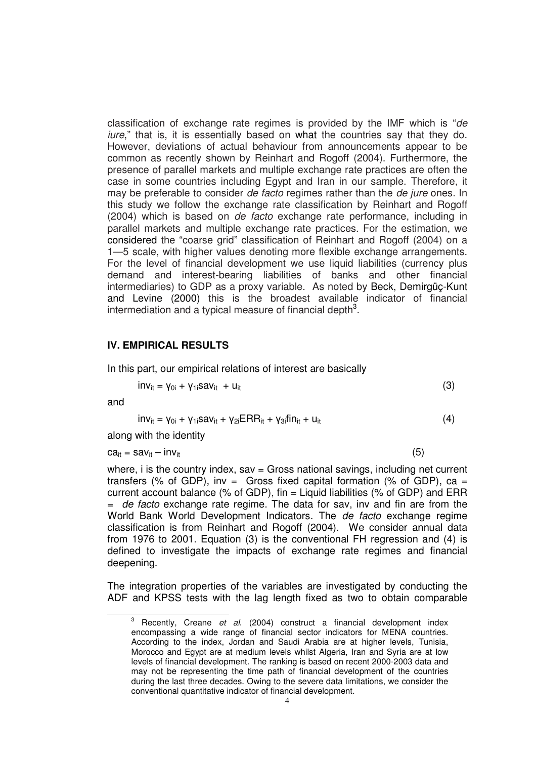classification of exchange rate regimes is provided by the IMF which is "*de iure*," that is, it is essentially based on what the countries say that they do. However, deviations of actual behaviour from announcements appear to be common as recently shown by Reinhart and Rogoff (2004). Furthermore, the presence of parallel markets and multiple exchange rate practices are often the case in some countries including Egypt and Iran in our sample. Therefore, it may be preferable to consider *de facto* regimes rather than the *de jure* ones. In this study we follow the exchange rate classification by Reinhart and Rogoff (2004) which is based on *de facto* exchange rate performance, including in parallel markets and multiple exchange rate practices. For the estimation, we considered the "coarse grid" classification of Reinhart and Rogoff (2004) on a 1—5 scale, with higher values denoting more flexible exchange arrangements. For the level of financial development we use liquid liabilities (currency plus demand and interest-bearing liabilities of banks and other financial intermediaries) to GDP as a proxy variable. As noted by Beck, Demirgüç-Kunt and Levine (2000) this is the broadest available indicator of financial intermediation and a typical measure of financial depth[3].

## IV. EMPIRICAL RESULTS

In this part, our empirical relations of interest are basically

$$inv_{it} = \gamma_{0i} + \gamma_{1i}sav_{it} + u_{it} \qquad (3)$$

and

$$inv_{it} = \gamma_{0i} + \gamma_{1i}sav_{it} + \gamma_{2i}ERR_{it} + \gamma_{3i}fin_{it} + u_{it} \qquad (4)$$

along with the identity

$$ca_{it} = sav_{it} - inv_{it} \qquad (5)$$

where, i is the country index, sav = Gross national savings, including net current transfers (% of GDP), inv = Gross fixed capital formation (% of GDP), ca = current account balance (% of GDP), fin = Liquid liabilities (% of GDP) and ERR = *de facto* exchange rate regime. The data for sav, inv and fin are from the World Bank World Development Indicators. The *de facto* exchange regime classification is from Reinhart and Rogoff (2004). We consider annual data from 1976 to 2001. Equation (3) is the conventional FH regression and (4) is defined to investigate the impacts of exchange rate regimes and financial deepening.

The integration properties of the variables are investigated by conducting the ADF and KPSS tests with the lag length fixed as two to obtain comparable

[3] Recently, Creane *et al.* (2004) construct a financial development index encompassing a wide range of financial sector indicators for MENA countries. According to the index, Jordan and Saudi Arabia are at higher levels, Tunisia, Morocco and Egypt are at medium levels whilst Algeria, Iran and Syria are at low levels of financial development. The ranking is based on recent 2000-2003 data and may not be representing the time path of financial development of the countries during the last three decades. Owing to the severe data limitations, we consider the conventional quantitative indicator of financial development.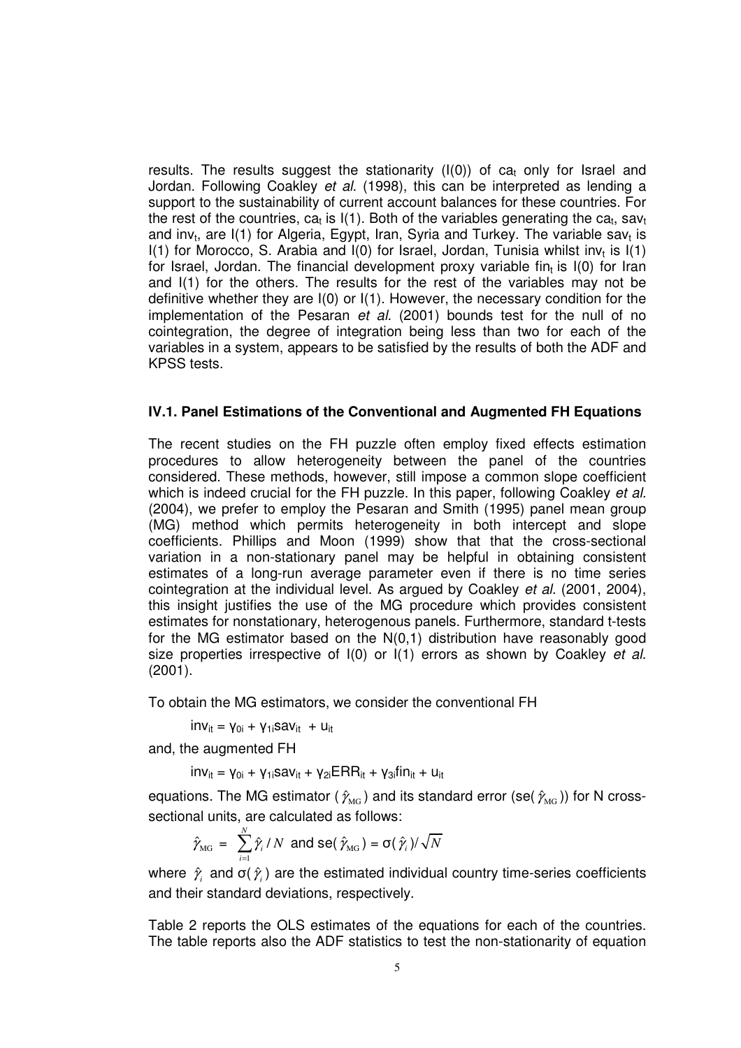results. The results suggest the stationarity (I(0)) of $ca_t$ only for Israel and Jordan. Following Coakley *et al*. (1998), this can be interpreted as lending a support to the sustainability of current account balances for these countries. For the rest of the countries, $ca_t$ is I(1). Both of the variables generating the $ca_t$, $sav_t$ and $inv_t$, are I(1) for Algeria, Egypt, Iran, Syria and Turkey. The variable $sav_t$ is I(1) for Morocco, S. Arabia and I(0) for Israel, Jordan, Tunisia whilst $inv_t$ is I(1) for Israel, Jordan. The financial development proxy variable $fin_t$ is I(0) for Iran and I(1) for the others. The results for the rest of the variables may not be definitive whether they are I(0) or I(1). However, the necessary condition for the implementation of the Pesaran *et al.* (2001) bounds test for the null of no cointegration, the degree of integration being less than two for each of the variables in a system, appears to be satisfied by the results of both the ADF and KPSS tests.

### IV.1. Panel Estimations of the Conventional and Augmented FH Equations

The recent studies on the FH puzzle often employ fixed effects estimation procedures to allow heterogeneity between the panel of the countries considered. These methods, however, still impose a common slope coefficient which is indeed crucial for the FH puzzle. In this paper, following Coakley *et al.* (2004), we prefer to employ the Pesaran and Smith (1995) panel mean group (MG) method which permits heterogeneity in both intercept and slope coefficients. Phillips and Moon (1999) show that that the cross-sectional variation in a non-stationary panel may be helpful in obtaining consistent estimates of a long-run average parameter even if there is no time series cointegration at the individual level. As argued by Coakley *et al.* (2001, 2004), this insight justifies the use of the MG procedure which provides consistent estimates for nonstationary, heterogenous panels. Furthermore, standard t-tests for the MG estimator based on the N(0,1) distribution have reasonably good size properties irrespective of I(0) or I(1) errors as shown by Coakley *et al.* (2001).

To obtain the MG estimators, we consider the conventional FH

$$inv_{it} = \gamma_{0i} + \gamma_{1i}sav_{it} + u_{it}$$

and, the augmented FH

$$inv_{it} = \gamma_{0i} + \gamma_{1i}sav_{it} + \gamma_{2i}ERR_{it} + \gamma_{3i}fin_{it} + u_{it}$$

equations. The MG estimator ($\hat{\gamma}_{MG}$) and its standard error (se($\hat{\gamma}_{MG}$)) for N cross-sectional units, are calculated as follows:

$$\hat{\gamma}_{MG} = \sum_{i=1}^{N} \hat{\gamma}_i / N \text{ and } se(\hat{\gamma}_{MG}) = \sigma(\hat{\gamma}_i)/\sqrt{N}$$

where $\hat{\gamma}_i$ and $\sigma(\hat{\gamma}_i)$ are the estimated individual country time-series coefficients and their standard deviations, respectively.

Table 2 reports the OLS estimates of the equations for each of the countries. The table reports also the ADF statistics to test the non-stationarity of equation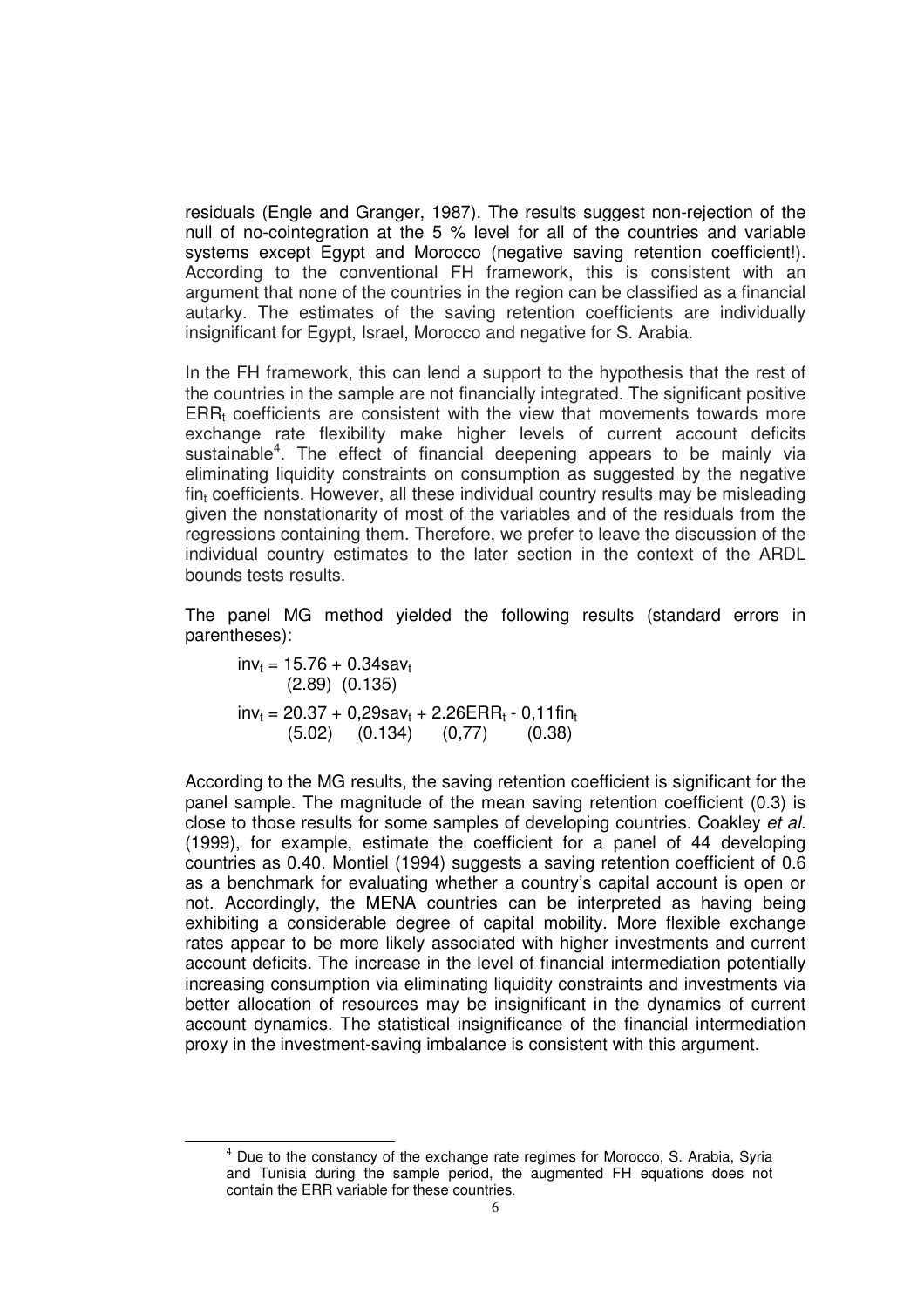residuals (Engle and Granger, 1987). The results suggest non-rejection of the null of no-cointegration at the 5 % level for all of the countries and variable systems except Egypt and Morocco (negative saving retention coefficient!). According to the conventional FH framework, this is consistent with an argument that none of the countries in the region can be classified as a financial autarky. The estimates of the saving retention coefficients are individually insignificant for Egypt, Israel, Morocco and negative for S. Arabia.

In the FH framework, this can lend a support to the hypothesis that the rest of the countries in the sample are not financially integrated. The significant positive $ERR_t$ coefficients are consistent with the view that movements towards more exchange rate flexibility make higher levels of current account deficits sustainable[4]. The effect of financial deepening appears to be mainly via eliminating liquidity constraints on consumption as suggested by the negative $fin_t$ coefficients. However, all these individual country results may be misleading given the nonstationarity of most of the variables and of the residuals from the regressions containing them. Therefore, we prefer to leave the discussion of the individual country estimates to the later section in the context of the ARDL bounds tests results.

The panel MG method yielded the following results (standard errors in parentheses):

$$\underset{}{inv_t} = \underset{(2.89)}{15.76} + \underset{(0.135)}{0.34}sav_t$$

$$inv_t = \underset{(5.02)}{20.37} + \underset{(0.134)}{0,29}sav_t + \underset{(0,77)}{2.26}ERR_t - \underset{(0.38)}{0,11}fin_t$$

According to the MG results, the saving retention coefficient is significant for the panel sample. The magnitude of the mean saving retention coefficient (0.3) is close to those results for some samples of developing countries. Coakley *et al.* (1999), for example, estimate the coefficient for a panel of 44 developing countries as 0.40. Montiel (1994) suggests a saving retention coefficient of 0.6 as a benchmark for evaluating whether a country's capital account is open or not. Accordingly, the MENA countries can be interpreted as having being exhibiting a considerable degree of capital mobility. More flexible exchange rates appear to be more likely associated with higher investments and current account deficits. The increase in the level of financial intermediation potentially increasing consumption via eliminating liquidity constraints and investments via better allocation of resources may be insignificant in the dynamics of current account dynamics. The statistical insignificance of the financial intermediation proxy in the investment-saving imbalance is consistent with this argument.

[4] Due to the constancy of the exchange rate regimes for Morocco, S. Arabia, Syria and Tunisia during the sample period, the augmented FH equations does not contain the ERR variable for these countries.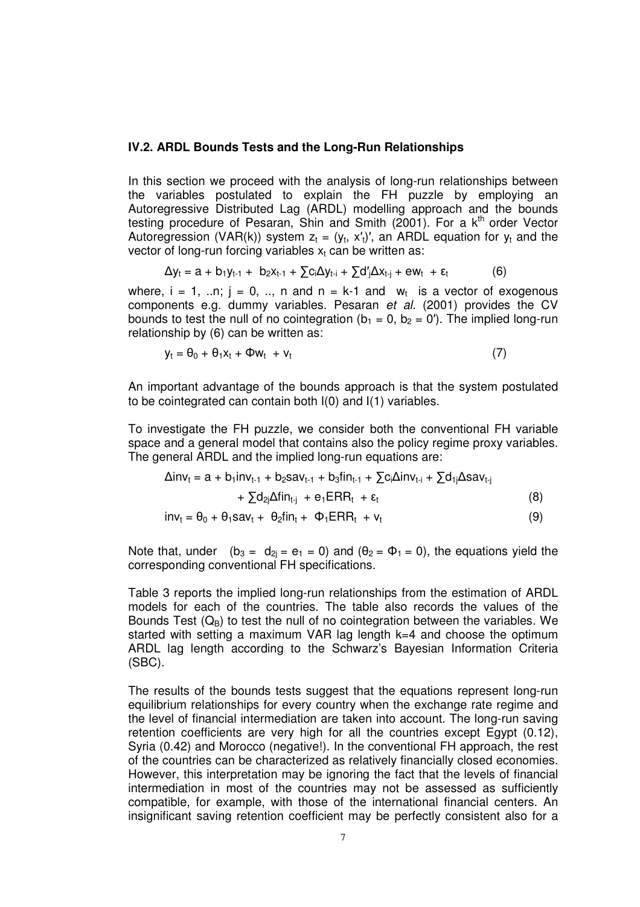### IV.2. ARDL Bounds Tests and the Long-Run Relationships

In this section we proceed with the analysis of long-run relationships between the variables postulated to explain the FH puzzle by employing an Autoregressive Distributed Lag (ARDL) modelling approach and the bounds testing procedure of Pesaran, Shin and Smith (2001). For a $k^{th}$ order Vector Autoregression (VAR(k)) system $z_t = (y_t, x'_t)'$, an ARDL equation for $y_t$ and the vector of long-run forcing variables $x_t$ can be written as:

$$\Delta y_t = a + b_1 y_{t-1} + b_2 x_{t-1} + \sum c_i \Delta y_{t-i} + \sum d'_j \Delta x_{t-j} + e w_t + \varepsilon_t \qquad (6)$$

where, $i = 1, ..n$; $j = 0, .., n$ and $n = k-1$ and $w_t$ is a vector of exogenous components e.g. dummy variables. Pesaran *et al.* (2001) provides the CV bounds to test the null of no cointegration ($b_1 = 0$, $b_2 = 0'$). The implied long-run relationship by (6) can be written as:

$$y_t = \theta_0 + \theta_1 x_t + \Phi w_t + v_t \qquad (7)$$

An important advantage of the bounds approach is that the system postulated to be cointegrated can contain both I(0) and I(1) variables.

To investigate the FH puzzle, we consider both the conventional FH variable space and a general model that contains also the policy regime proxy variables. The general ARDL and the implied long-run equations are:

$$\Delta inv_t = a + b_1 inv_{t-1} + b_2 sav_{t-1} + b_3 fin_{t-1} + \sum c_i \Delta inv_{t-i} + \sum d_{1j} \Delta sav_{t-j} + \sum d_{2j} \Delta fin_{t-j} + e_1 ERR_t + \varepsilon_t \qquad (8)$$

$$inv_t = \theta_0 + \theta_1 sav_t + \theta_2 fin_t + \Phi_1 ERR_t + v_t \qquad (9)$$

Note that, under ($b_3 = d_{2j} = e_1 = 0$) and ($\theta_2 = \Phi_1 = 0$), the equations yield the corresponding conventional FH specifications.

Table 3 reports the implied long-run relationships from the estimation of ARDL models for each of the countries. The table also records the values of the Bounds Test ($Q_B$) to test the null of no cointegration between the variables. We started with setting a maximum VAR lag length k=4 and choose the optimum ARDL lag length according to the Schwarz's Bayesian Information Criteria (SBC).

The results of the bounds tests suggest that the equations represent long-run equilibrium relationships for every country when the exchange rate regime and the level of financial intermediation are taken into account. The long-run saving retention coefficients are very high for all the countries except Egypt (0.12), Syria (0.42) and Morocco (negative!). In the conventional FH approach, the rest of the countries can be characterized as relatively financially closed economies. However, this interpretation may be ignoring the fact that the levels of financial intermediation in most of the countries may not be assessed as sufficiently compatible, for example, with those of the international financial centers. An insignificant saving retention coefficient may be perfectly consistent also for a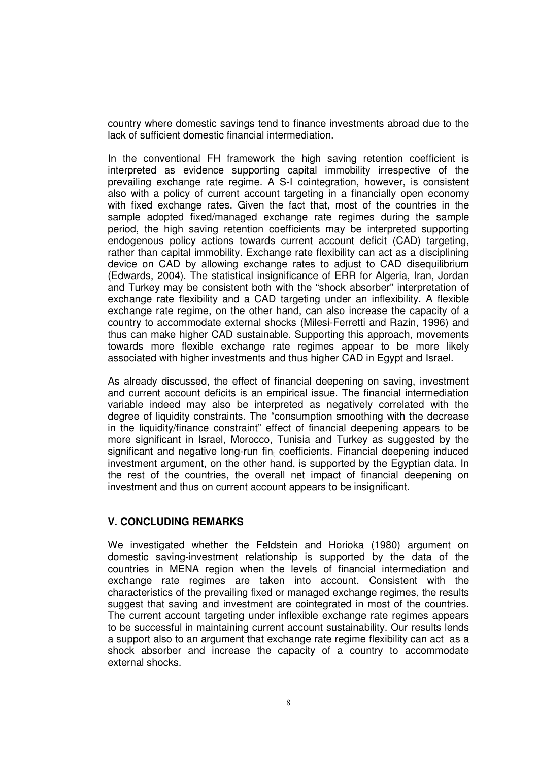country where domestic savings tend to finance investments abroad due to the lack of sufficient domestic financial intermediation.

In the conventional FH framework the high saving retention coefficient is interpreted as evidence supporting capital immobility irrespective of the prevailing exchange rate regime. A S-I cointegration, however, is consistent also with a policy of current account targeting in a financially open economy with fixed exchange rates. Given the fact that, most of the countries in the sample adopted fixed/managed exchange rate regimes during the sample period, the high saving retention coefficients may be interpreted supporting endogenous policy actions towards current account deficit (CAD) targeting, rather than capital immobility. Exchange rate flexibility can act as a disciplining device on CAD by allowing exchange rates to adjust to CAD disequilibrium (Edwards, 2004). The statistical insignificance of ERR for Algeria, Iran, Jordan and Turkey may be consistent both with the "shock absorber" interpretation of exchange rate flexibility and a CAD targeting under an inflexibility. A flexible exchange rate regime, on the other hand, can also increase the capacity of a country to accommodate external shocks (Milesi-Ferretti and Razin, 1996) and thus can make higher CAD sustainable. Supporting this approach, movements towards more flexible exchange rate regimes appear to be more likely associated with higher investments and thus higher CAD in Egypt and Israel.

As already discussed, the effect of financial deepening on saving, investment and current account deficits is an empirical issue. The financial intermediation variable indeed may also be interpreted as negatively correlated with the degree of liquidity constraints. The "consumption smoothing with the decrease in the liquidity/finance constraint" effect of financial deepening appears to be more significant in Israel, Morocco, Tunisia and Turkey as suggested by the significant and negative long-run $fin_t$ coefficients. Financial deepening induced investment argument, on the other hand, is supported by the Egyptian data. In the rest of the countries, the overall net impact of financial deepening on investment and thus on current account appears to be insignificant.

## V. CONCLUDING REMARKS

We investigated whether the Feldstein and Horioka (1980) argument on domestic saving-investment relationship is supported by the data of the countries in MENA region when the levels of financial intermediation and exchange rate regimes are taken into account. Consistent with the characteristics of the prevailing fixed or managed exchange regimes, the results suggest that saving and investment are cointegrated in most of the countries. The current account targeting under inflexible exchange rate regimes appears to be successful in maintaining current account sustainability. Our results lends a support also to an argument that exchange rate regime flexibility can act as a shock absorber and increase the capacity of a country to accommodate external shocks.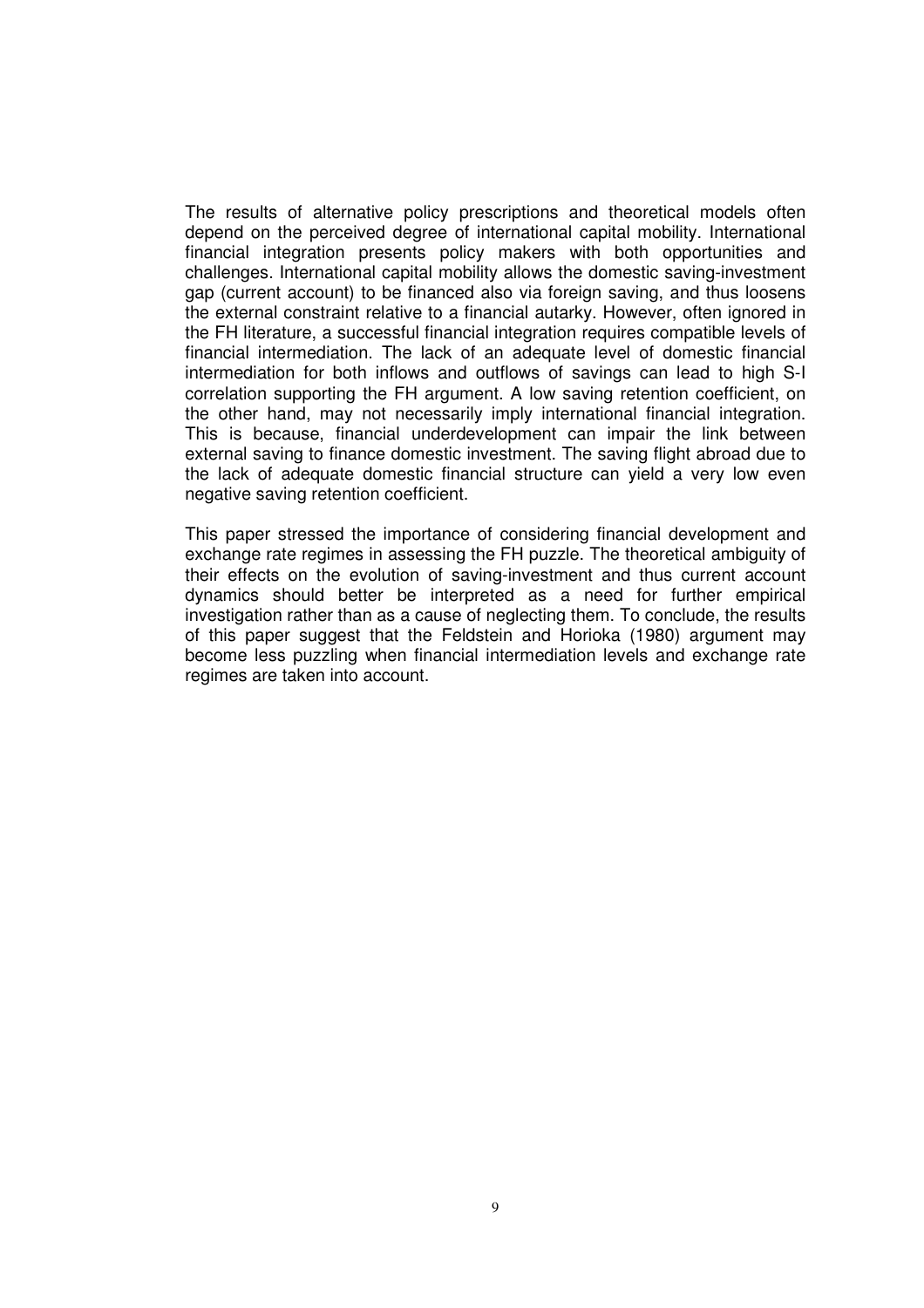The results of alternative policy prescriptions and theoretical models often depend on the perceived degree of international capital mobility. International financial integration presents policy makers with both opportunities and challenges. International capital mobility allows the domestic saving-investment gap (current account) to be financed also via foreign saving, and thus loosens the external constraint relative to a financial autarky. However, often ignored in the FH literature, a successful financial integration requires compatible levels of financial intermediation. The lack of an adequate level of domestic financial intermediation for both inflows and outflows of savings can lead to high S-I correlation supporting the FH argument. A low saving retention coefficient, on the other hand, may not necessarily imply international financial integration. This is because, financial underdevelopment can impair the link between external saving to finance domestic investment. The saving flight abroad due to the lack of adequate domestic financial structure can yield a very low even negative saving retention coefficient.

This paper stressed the importance of considering financial development and exchange rate regimes in assessing the FH puzzle. The theoretical ambiguity of their effects on the evolution of saving-investment and thus current account dynamics should better be interpreted as a need for further empirical investigation rather than as a cause of neglecting them. To conclude, the results of this paper suggest that the Feldstein and Horioka (1980) argument may become less puzzling when financial intermediation levels and exchange rate regimes are taken into account.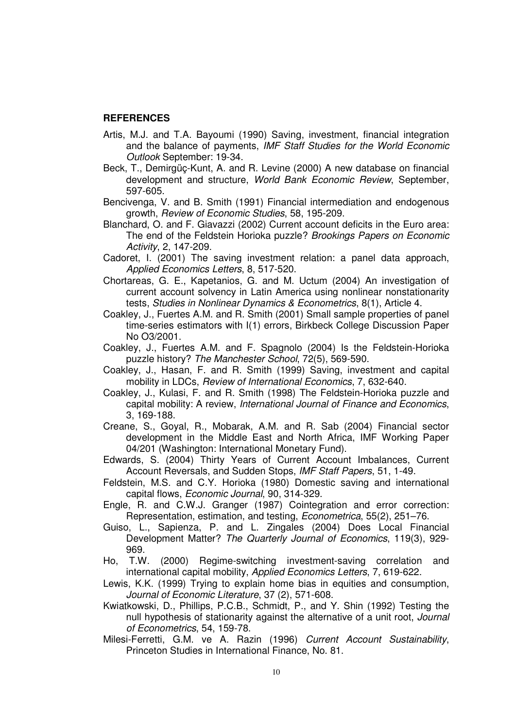## REFERENCES

Artis, M.J. and T.A. Bayoumi (1990) Saving, investment, financial integration and the balance of payments, *IMF Staff Studies for the World Economic Outlook* September: 19-34.

Beck, T., Demirgüç-Kunt, A. and R. Levine (2000) A new database on financial development and structure, *World Bank Economic Review*, September, 597-605.

Bencivenga, V. and B. Smith (1991) Financial intermediation and endogenous growth, *Review of Economic Studies*, 58, 195-209.

Blanchard, O. and F. Giavazzi (2002) Current account deficits in the Euro area: The end of the Feldstein Horioka puzzle? *Brookings Papers on Economic Activity*, 2, 147-209.

Cadoret, I. (2001) The saving investment relation: a panel data approach, *Applied Economics Letters*, 8, 517-520.

Chortareas, G. E., Kapetanios, G. and M. Uctum (2004) An investigation of current account solvency in Latin America using nonlinear nonstationarity tests, *Studies in Nonlinear Dynamics & Econometrics*, 8(1), Article 4.

Coakley, J., Fuertes A.M. and R. Smith (2001) Small sample properties of panel time-series estimators with I(1) errors, Birkbeck College Discussion Paper No O3/2001.

Coakley, J., Fuertes A.M. and F. Spagnolo (2004) Is the Feldstein-Horioka puzzle history? *The Manchester School*, 72(5), 569-590.

Coakley, J., Hasan, F. and R. Smith (1999) Saving, investment and capital mobility in LDCs, *Review of International Economics*, 7, 632-640.

Coakley, J., Kulasi, F. and R. Smith (1998) The Feldstein-Horioka puzzle and capital mobility: A review, *International Journal of Finance and Economics*, 3, 169-188.

Creane, S., Goyal, R., Mobarak, A.M. and R. Sab (2004) Financial sector development in the Middle East and North Africa, IMF Working Paper 04/201 (Washington: International Monetary Fund).

Edwards, S. (2004) Thirty Years of Current Account Imbalances, Current Account Reversals, and Sudden Stops, *IMF Staff Papers*, 51, 1-49.

Feldstein, M.S. and C.Y. Horioka (1980) Domestic saving and international capital flows, *Economic Journal*, 90, 314-329.

Engle, R. and C.W.J. Granger (1987) Cointegration and error correction: Representation, estimation, and testing, *Econometrica*, 55(2), 251–76.

Guiso, L., Sapienza, P. and L. Zingales (2004) Does Local Financial Development Matter? *The Quarterly Journal of Economics*, 119(3), 929-969.

Ho, T.W. (2000) Regime-switching investment-saving correlation and international capital mobility, *Applied Economics Letters*, 7, 619-622.

Lewis, K.K. (1999) Trying to explain home bias in equities and consumption, *Journal of Economic Literature*, 37 (2), 571-608.

Kwiatkowski, D., Phillips, P.C.B., Schmidt, P., and Y. Shin (1992) Testing the null hypothesis of stationarity against the alternative of a unit root, *Journal of Econometrics*, 54, 159-78.

Milesi-Ferretti, G.M. ve A. Razin (1996) *Current Account Sustainability*, Princeton Studies in International Finance, No. 81.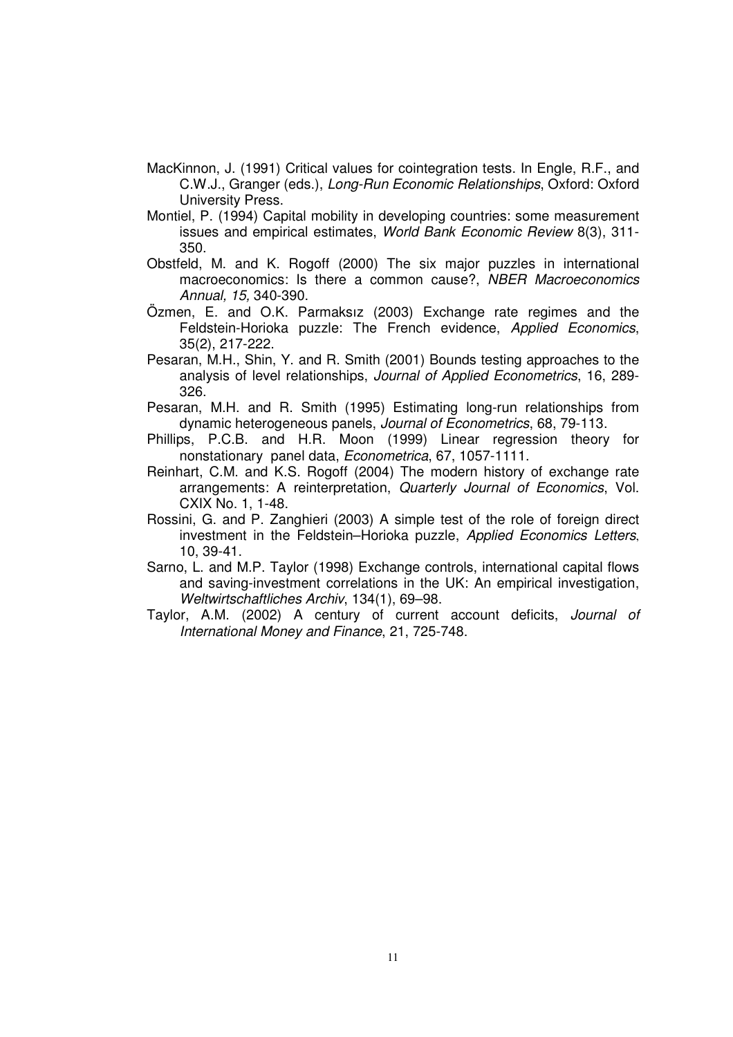MacKinnon, J. (1991) Critical values for cointegration tests. In Engle, R.F., and C.W.J., Granger (eds.), *Long-Run Economic Relationships*, Oxford: Oxford University Press.

Montiel, P. (1994) Capital mobility in developing countries: some measurement issues and empirical estimates, *World Bank Economic Review* 8(3), 311-350.

Obstfeld, M. and K. Rogoff (2000) The six major puzzles in international macroeconomics: Is there a common cause?, *NBER Macroeconomics Annual, 15,* 340-390.

Özmen, E. and O.K. Parmaksız (2003) Exchange rate regimes and the Feldstein-Horioka puzzle: The French evidence, *Applied Economics*, 35(2), 217-222.

Pesaran, M.H., Shin, Y. and R. Smith (2001) Bounds testing approaches to the analysis of level relationships, *Journal of Applied Econometrics*, 16, 289-326.

Pesaran, M.H. and R. Smith (1995) Estimating long-run relationships from dynamic heterogeneous panels, *Journal of Econometrics*, 68, 79-113.

Phillips, P.C.B. and H.R. Moon (1999) Linear regression theory for nonstationary panel data, *Econometrica*, 67, 1057-1111.

Reinhart, C.M. and K.S. Rogoff (2004) The modern history of exchange rate arrangements: A reinterpretation, *Quarterly Journal of Economics*, Vol. CXIX No. 1, 1-48.

Rossini, G. and P. Zanghieri (2003) A simple test of the role of foreign direct investment in the Feldstein–Horioka puzzle, *Applied Economics Letters*, 10, 39-41.

Sarno, L. and M.P. Taylor (1998) Exchange controls, international capital flows and saving-investment correlations in the UK: An empirical investigation, *Weltwirtschaftliches Archiv*, 134(1), 69–98.

Taylor, A.M. (2002) A century of current account deficits, *Journal of International Money and Finance*, 21, 725-748.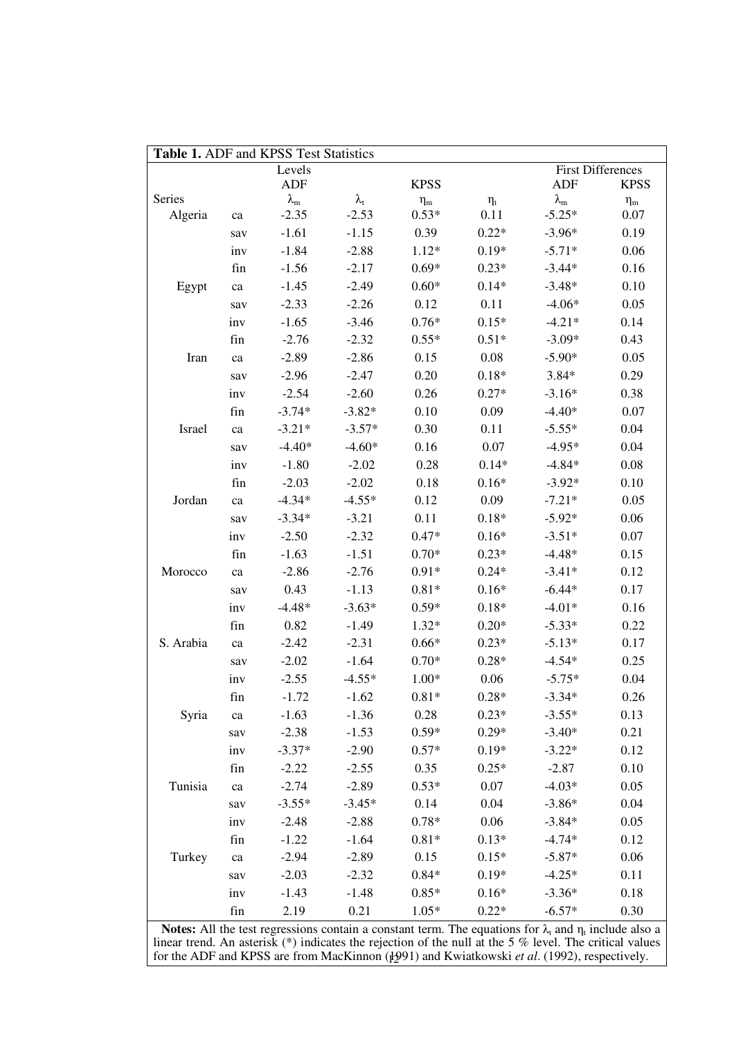**Table 1.** ADF and KPSS Test Statistics

| | | Levels | | | | First Differences | |
|---|---|---|---|---|---|---|---|
| | | ADF | | KPSS | | ADF | KPSS |
| Series | | $\lambda_m$ | $\lambda_t$ | $\eta_m$ | $\eta_t$ | $\lambda_m$ | $\eta_m$ |
| Algeria | ca | -2.35 | -2.53 | 0.53* | 0.11 | -5.25* | 0.07 |
| | sav | -1.61 | -1.15 | 0.39 | 0.22* | -3.96* | 0.19 |
| | inv | -1.84 | -2.88 | 1.12* | 0.19* | -5.71* | 0.06 |
| | fin | -1.56 | -2.17 | 0.69* | 0.23* | -3.44* | 0.16 |
| Egypt | ca | -1.45 | -2.49 | 0.60* | 0.14* | -3.48* | 0.10 |
| | sav | -2.33 | -2.26 | 0.12 | 0.11 | -4.06* | 0.05 |
| | inv | -1.65 | -3.46 | 0.76* | 0.15* | -4.21* | 0.14 |
| | fin | -2.76 | -2.32 | 0.55* | 0.51* | -3.09* | 0.43 |
| Iran | ca | -2.89 | -2.86 | 0.15 | 0.08 | -5.90* | 0.05 |
| | sav | -2.96 | -2.47 | 0.20 | 0.18* | 3.84* | 0.29 |
| | inv | -2.54 | -2.60 | 0.26 | 0.27* | -3.16* | 0.38 |
| | fin | -3.74* | -3.82* | 0.10 | 0.09 | -4.40* | 0.07 |
| Israel | ca | -3.21* | -3.57* | 0.30 | 0.11 | -5.55* | 0.04 |
| | sav | -4.40* | -4.60* | 0.16 | 0.07 | -4.95* | 0.04 |
| | inv | -1.80 | -2.02 | 0.28 | 0.14* | -4.84* | 0.08 |
| | fin | -2.03 | -2.02 | 0.18 | 0.16* | -3.92* | 0.10 |
| Jordan | ca | -4.34* | -4.55* | 0.12 | 0.09 | -7.21* | 0.05 |
| | sav | -3.34* | -3.21 | 0.11 | 0.18* | -5.92* | 0.06 |
| | inv | -2.50 | -2.32 | 0.47* | 0.16* | -3.51* | 0.07 |
| | fin | -1.63 | -1.51 | 0.70* | 0.23* | -4.48* | 0.15 |
| Morocco | ca | -2.86 | -2.76 | 0.91* | 0.24* | -3.41* | 0.12 |
| | sav | 0.43 | -1.13 | 0.81* | 0.16* | -6.44* | 0.17 |
| | inv | -4.48* | -3.63* | 0.59* | 0.18* | -4.01* | 0.16 |
| | fin | 0.82 | -1.49 | 1.32* | 0.20* | -5.33* | 0.22 |
| S. Arabia | ca | -2.42 | -2.31 | 0.66* | 0.23* | -5.13* | 0.17 |
| | sav | -2.02 | -1.64 | 0.70* | 0.28* | -4.54* | 0.25 |
| | inv | -2.55 | -4.55* | 1.00* | 0.06 | -5.75* | 0.04 |
| | fin | -1.72 | -1.62 | 0.81* | 0.28* | -3.34* | 0.26 |
| Syria | ca | -1.63 | -1.36 | 0.28 | 0.23* | -3.55* | 0.13 |
| | sav | -2.38 | -1.53 | 0.59* | 0.29* | -3.40* | 0.21 |
| | inv | -3.37* | -2.90 | 0.57* | 0.19* | -3.22* | 0.12 |
| | fin | -2.22 | -2.55 | 0.35 | 0.25* | -2.87 | 0.10 |
| Tunisia | ca | -2.74 | -2.89 | 0.53* | 0.07 | -4.03* | 0.05 |
| | sav | -3.55* | -3.45* | 0.14 | 0.04 | -3.86* | 0.04 |
| | inv | -2.48 | -2.88 | 0.78* | 0.06 | -3.84* | 0.05 |
| | fin | -1.22 | -1.64 | 0.81* | 0.13* | -4.74* | 0.12 |
| Turkey | ca | -2.94 | -2.89 | 0.15 | 0.15* | -5.87* | 0.06 |
| | sav | -2.03 | -2.32 | 0.84* | 0.19* | -4.25* | 0.11 |
| | inv | -1.43 | -1.48 | 0.85* | 0.16* | -3.36* | 0.18 |
| | fin | 2.19 | 0.21 | 1.05* | 0.22* | -6.57* | 0.30 |

**Notes:** All the test regressions contain a constant term. The equations for $\lambda_t$ and $\eta_t$ include also a linear trend. An asterisk (*) indicates the rejection of the null at the 5 % level. The critical values for the ADF and KPSS are from MacKinnon (1991) and Kwiatkowski *et al*. (1992), respectively.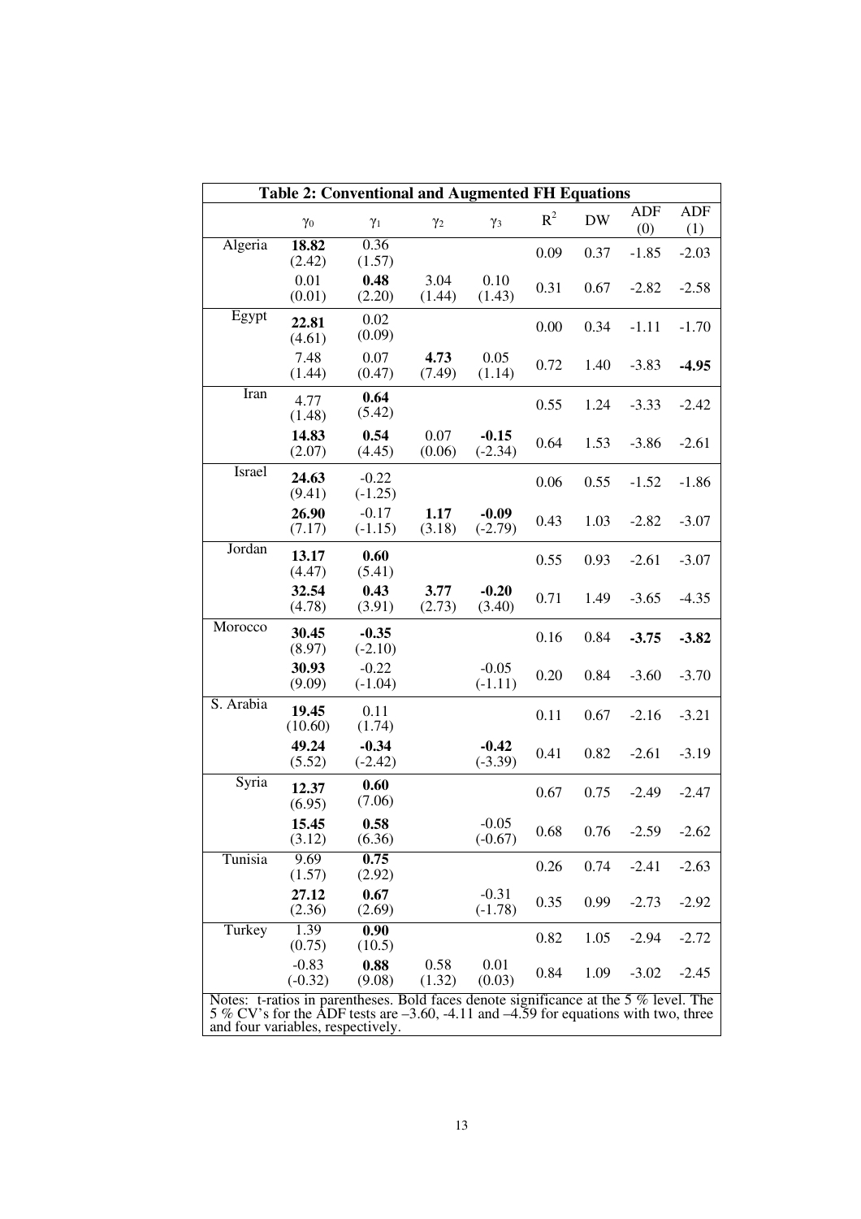**Table 2: Conventional and Augmented FH Equations**

| | $\gamma_0$ | $\gamma_1$ | $\gamma_2$ | $\gamma_3$ | $R^2$ | DW | ADF (0) | ADF (1) |
|---|---|---|---|---|---|---|---|---|
| Algeria | **18.82** (2.42) | 0.36 (1.57) | | | 0.09 | 0.37 | -1.85 | -2.03 |
| | 0.01 (0.01) | **0.48** (2.20) | 3.04 (1.44) | 0.10 (1.43) | 0.31 | 0.67 | -2.82 | -2.58 |
| Egypt | **22.81** (4.61) | 0.02 (0.09) | | | 0.00 | 0.34 | -1.11 | -1.70 |
| | 7.48 (1.44) | 0.07 (0.47) | **4.73** (7.49) | 0.05 (1.14) | 0.72 | 1.40 | -3.83 | **-4.95** |
| Iran | 4.77 (1.48) | **0.64** (5.42) | | | 0.55 | 1.24 | -3.33 | -2.42 |
| | **14.83** (2.07) | **0.54** (4.45) | 0.07 (0.06) | **-0.15** (-2.34) | 0.64 | 1.53 | -3.86 | -2.61 |
| Israel | **24.63** (9.41) | -0.22 (-1.25) | | | 0.06 | 0.55 | -1.52 | -1.86 |
| | **26.90** (7.17) | -0.17 (-1.15) | **1.17** (3.18) | **-0.09** (-2.79) | 0.43 | 1.03 | -2.82 | -3.07 |
| Jordan | **13.17** (4.47) | **0.60** (5.41) | | | 0.55 | 0.93 | -2.61 | -3.07 |
| | **32.54** (4.78) | **0.43** (3.91) | **3.77** (2.73) | **-0.20** (3.40) | 0.71 | 1.49 | -3.65 | -4.35 |
| Morocco | **30.45** (8.97) | **-0.35** (-2.10) | | | 0.16 | 0.84 | **-3.75** | **-3.82** |
| | **30.93** (9.09) | -0.22 (-1.04) | | -0.05 (-1.11) | 0.20 | 0.84 | -3.60 | -3.70 |
| S. Arabia | **19.45** (10.60) | 0.11 (1.74) | | | 0.11 | 0.67 | -2.16 | -3.21 |
| | **49.24** (5.52) | **-0.34** (-2.42) | | **-0.42** (-3.39) | 0.41 | 0.82 | -2.61 | -3.19 |
| Syria | **12.37** (6.95) | **0.60** (7.06) | | | 0.67 | 0.75 | -2.49 | -2.47 |
| | **15.45** (3.12) | **0.58** (6.36) | | -0.05 (-0.67) | 0.68 | 0.76 | -2.59 | -2.62 |
| Tunisia | 9.69 (1.57) | **0.75** (2.92) | | | 0.26 | 0.74 | -2.41 | -2.63 |
| | **27.12** (2.36) | **0.67** (2.69) | | -0.31 (-1.78) | 0.35 | 0.99 | -2.73 | -2.92 |
| Turkey | 1.39 (0.75) | **0.90** (10.5) | | | 0.82 | 1.05 | -2.94 | -2.72 |
| | -0.83 (-0.32) | **0.88** (9.08) | 0.58 (1.32) | 0.01 (0.03) | 0.84 | 1.09 | -3.02 | -2.45 |

Notes: t-ratios in parentheses. Bold faces denote significance at the 5 % level. The 5 % CV's for the ADF tests are –3.60, -4.11 and –4.59 for equations with two, three and four variables, respectively.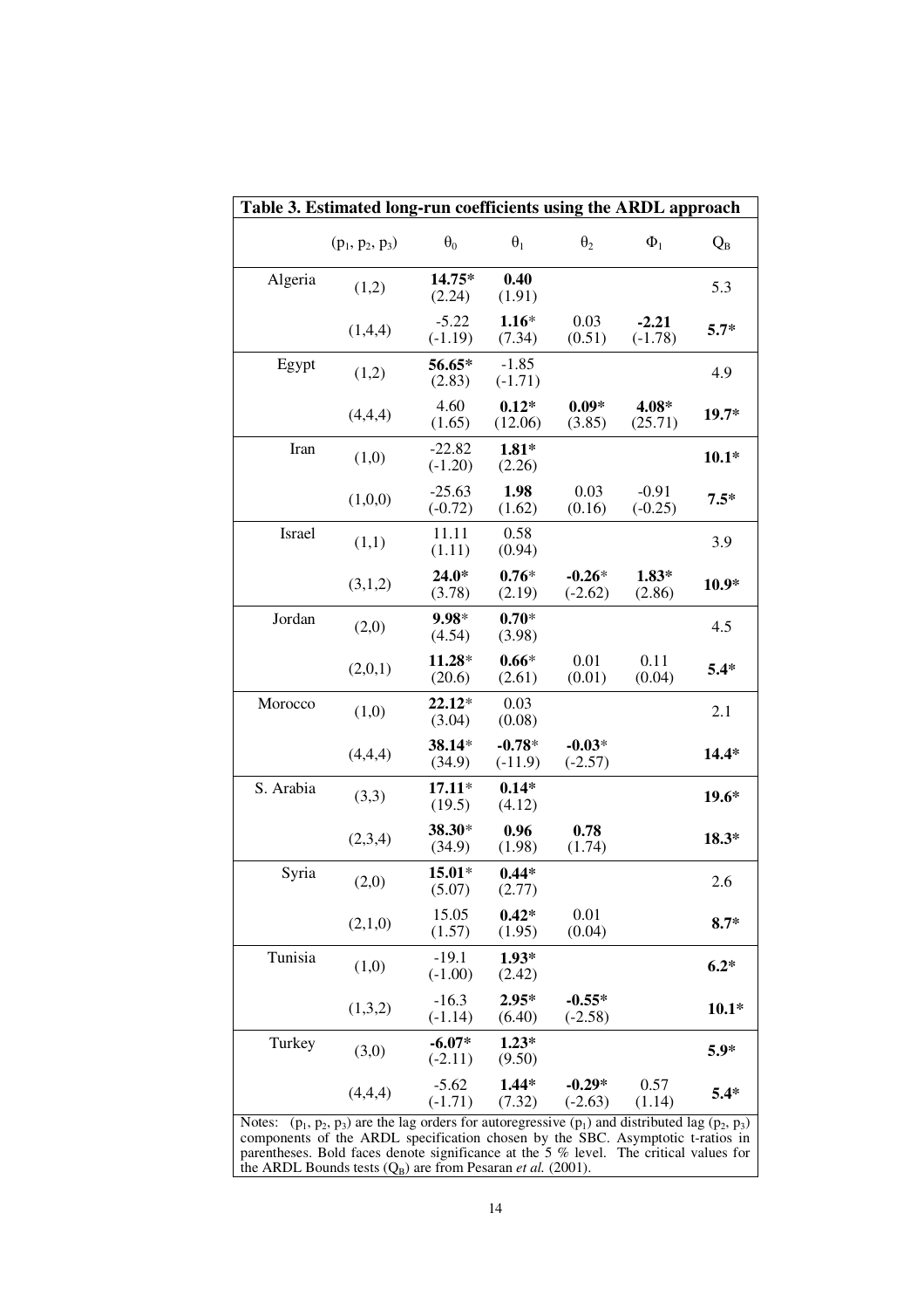**Table 3. Estimated long-run coefficients using the ARDL approach**

| | $(p_1, p_2, p_3)$ | $\theta_0$ | $\theta_1$ | $\theta_2$ | $\Phi_1$ | $Q_B$ |
|---|---|---|---|---|---|---|
| Algeria | (1,2) | **14.75*** (2.24) | **0.40** (1.91) | | | 5.3 |
| | (1,4,4) | -5.22 (-1.19) | **1.16*** (7.34) | 0.03 (0.51) | **-2.21** (-1.78) | **5.7*** |
| Egypt | (1,2) | **56.65*** (2.83) | -1.85 (-1.71) | | | 4.9 |
| | (4,4,4) | 4.60 (1.65) | **0.12*** (12.06) | **0.09*** (3.85) | **4.08*** (25.71) | **19.7*** |
| Iran | (1,0) | -22.82 (-1.20) | **1.81*** (2.26) | | | **10.1*** |
| | (1,0,0) | -25.63 (-0.72) | **1.98** (1.62) | 0.03 (0.16) | -0.91 (-0.25) | **7.5*** |
| Israel | (1,1) | 11.11 (1.11) | 0.58 (0.94) | | | 3.9 |
| | (3,1,2) | **24.0*** (3.78) | **0.76*** (2.19) | **-0.26*** (-2.62) | **1.83*** (2.86) | **10.9*** |
| Jordan | (2,0) | **9.98*** (4.54) | **0.70*** (3.98) | | | 4.5 |
| | (2,0,1) | **11.28*** (20.6) | **0.66*** (2.61) | 0.01 (0.01) | 0.11 (0.04) | **5.4*** |
| Morocco | (1,0) | **22.12*** (3.04) | 0.03 (0.08) | | | 2.1 |
| | (4,4,4) | **38.14*** (34.9) | **-0.78*** (-11.9) | **-0.03*** (-2.57) | | **14.4*** |
| S. Arabia | (3,3) | **17.11*** (19.5) | **0.14*** (4.12) | | | **19.6*** |
| | (2,3,4) | **38.30*** (34.9) | **0.96** (1.98) | **0.78** (1.74) | | **18.3*** |
| Syria | (2,0) | **15.01*** (5.07) | **0.44*** (2.77) | | | 2.6 |
| | (2,1,0) | 15.05 (1.57) | **0.42*** (1.95) | 0.01 (0.04) | | **8.7*** |
| Tunisia | (1,0) | -19.1 (-1.00) | **1.93*** (2.42) | | | **6.2*** |
| | (1,3,2) | -16.3 (-1.14) | **2.95*** (6.40) | **-0.55*** (-2.58) | | **10.1*** |
| Turkey | (3,0) | **-6.07*** (-2.11) | **1.23*** (9.50) | | | **5.9*** |
| | (4,4,4) | -5.62 (-1.71) | **1.44*** (7.32) | **-0.29*** (-2.63) | 0.57 (1.14) | **5.4*** |

Notes: $(p_1, p_2, p_3)$ are the lag orders for autoregressive $(p_1)$ and distributed lag $(p_2, p_3)$ components of the ARDL specification chosen by the SBC. Asymptotic t-ratios in parentheses. Bold faces denote significance at the 5 % level. The critical values for the ARDL Bounds tests $(Q_B)$ are from Pesaran *et al.* (2001).